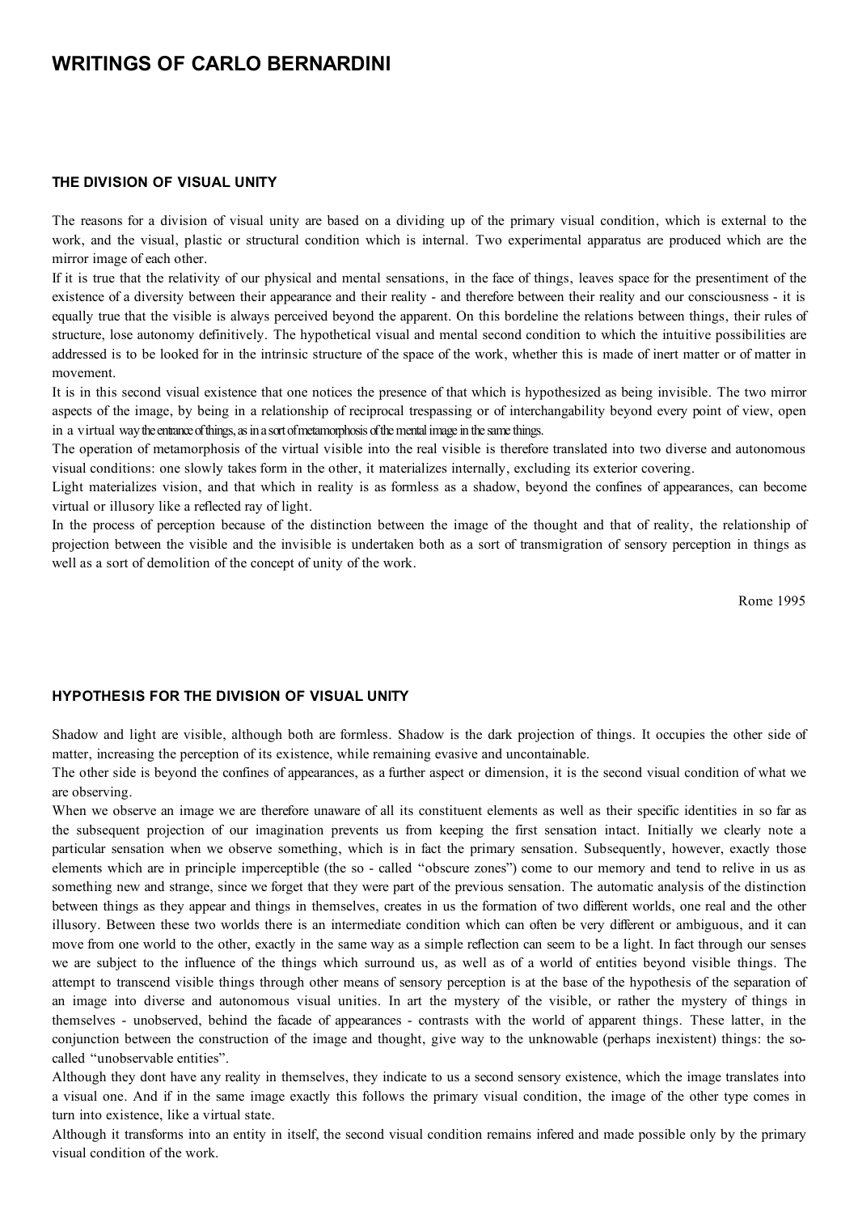# WRITINGS OF CARLO BERNARDINI

## THE DIVISION OF VISUAL UNITY

The reasons for a division of visual unity are based on a dividing up of the primary visual condition, which is external to the work, and the visual, plastic or structural condition which is internal. Two experimental apparatus are produced which are the mirror image of each other.

If it is true that the relativity of our physical and mental sensations, in the face of things, leaves space for the presentiment of the existence of a diversity between their appearance and their reality - and therefore between their reality and our consciousness - it is equally true that the visible is always perceived beyond the apparent. On this bordeline the relations between things, their rules of structure, lose autonomy definitively. The hypothetical visual and mental second condition to which the intuitive possibilities are addressed is to be looked for in the intrinsic structure of the space of the work, whether this is made of inert matter or of matter in movement.

It is in this second visual existence that one notices the presence of that which is hypothesized as being invisible. The two mirror aspects of the image, by being in a relationship of reciprocal trespassing or of interchangability beyond every point of view, open in a virtual way the entrance of things, as in a sort of metamorphosis of the mental image in the same things.

The operation of metamorphosis of the virtual visible into the real visible is therefore translated into two diverse and autonomous visual conditions: one slowly takes form in the other, it materializes internally, excluding its exterior covering.

Light materializes vision, and that which in reality is as formless as a shadow, beyond the confines of appearances, can become virtual or illusory like a reflected ray of light.

In the process of perception because of the distinction between the image of the thought and that of reality, the relationship of projection between the visible and the invisible is undertaken both as a sort of transmigration of sensory perception in things as well as a sort of demolition of the concept of unity of the work.

Rome 1995

## HYPOTHESIS FOR THE DIVISION OF VISUAL UNITY

Shadow and light are visible, although both are formless. Shadow is the dark projection of things. It occupies the other side of matter, increasing the perception of its existence, while remaining evasive and uncontainable.

The other side is beyond the confines of appearances, as a further aspect or dimension, it is the second visual condition of what we are observing.

When we observe an image we are therefore unaware of all its constituent elements as well as their specific identities in so far as the subsequent projection of our imagination prevents us from keeping the first sensation intact. Initially we clearly note a particular sensation when we observe something, which is in fact the primary sensation. Subsequently, however, exactly those elements which are in principle imperceptible (the so - called "obscure zones") come to our memory and tend to relive in us as something new and strange, since we forget that they were part of the previous sensation. The automatic analysis of the distinction between things as they appear and things in themselves, creates in us the formation of two different worlds, one real and the other illusory. Between these two worlds there is an intermediate condition which can often be very different or ambiguous, and it can move from one world to the other, exactly in the same way as a simple reflection can seem to be a light. In fact through our senses we are subject to the influence of the things which surround us, as well as of a world of entities beyond visible things. The attempt to transcend visible things through other means of sensory perception is at the base of the hypothesis of the separation of an image into diverse and autonomous visual unities. In art the mystery of the visible, or rather the mystery of things in themselves - unobserved, behind the facade of appearances - contrasts with the world of apparent things. These latter, in the conjunction between the construction of the image and thought, give way to the unknowable (perhaps inexistent) things: the so-called "unobservable entities".

Although they dont have any reality in themselves, they indicate to us a second sensory existence, which the image translates into a visual one. And if in the same image exactly this follows the primary visual condition, the image of the other type comes in turn into existence, like a virtual state.

Although it transforms into an entity in itself, the second visual condition remains infered and made possible only by the primary visual condition of the work.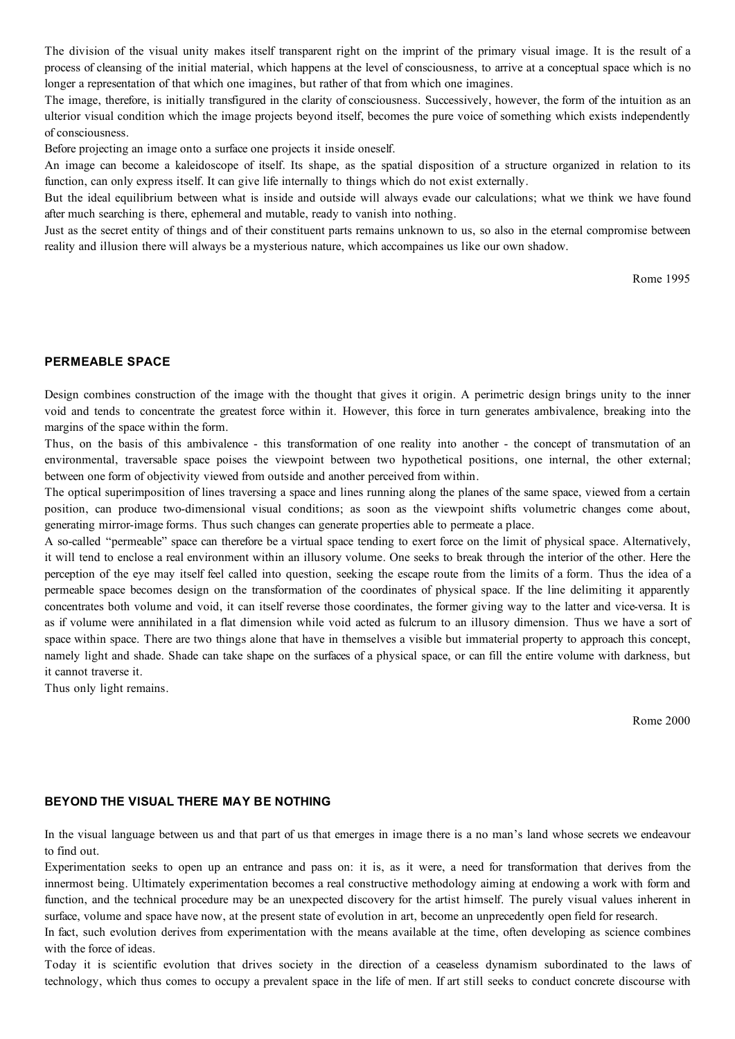The division of the visual unity makes itself transparent right on the imprint of the primary visual image. It is the result of a process of cleansing of the initial material, which happens at the level of consciousness, to arrive at a conceptual space which is no longer a representation of that which one imagines, but rather of that from which one imagines.

The image, therefore, is initially transfigured in the clarity of consciousness. Successively, however, the form of the intuition as an ulterior visual condition which the image projects beyond itself, becomes the pure voice of something which exists independently of consciousness.

Before projecting an image onto a surface one projects it inside oneself.

An image can become a kaleidoscope of itself. Its shape, as the spatial disposition of a structure organized in relation to its function, can only express itself. It can give life internally to things which do not exist externally.

But the ideal equilibrium between what is inside and outside will always evade our calculations; what we think we have found after much searching is there, ephemeral and mutable, ready to vanish into nothing.

Just as the secret entity of things and of their constituent parts remains unknown to us, so also in the eternal compromise between reality and illusion there will always be a mysterious nature, which accompaines us like our own shadow.

Rome 1995

## PERMEABLE SPACE

Design combines construction of the image with the thought that gives it origin. A perimetric design brings unity to the inner void and tends to concentrate the greatest force within it. However, this force in turn generates ambivalence, breaking into the margins of the space within the form.

Thus, on the basis of this ambivalence - this transformation of one reality into another - the concept of transmutation of an environmental, traversable space poises the viewpoint between two hypothetical positions, one internal, the other external; between one form of objectivity viewed from outside and another perceived from within.

The optical superimposition of lines traversing a space and lines running along the planes of the same space, viewed from a certain position, can produce two-dimensional visual conditions; as soon as the viewpoint shifts volumetric changes come about, generating mirror-image forms. Thus such changes can generate properties able to permeate a place.

A so-called "permeable" space can therefore be a virtual space tending to exert force on the limit of physical space. Alternatively, it will tend to enclose a real environment within an illusory volume. One seeks to break through the interior of the other. Here the perception of the eye may itself feel called into question, seeking the escape route from the limits of a form. Thus the idea of a permeable space becomes design on the transformation of the coordinates of physical space. If the line delimiting it apparently concentrates both volume and void, it can itself reverse those coordinates, the former giving way to the latter and vice-versa. It is as if volume were annihilated in a flat dimension while void acted as fulcrum to an illusory dimension. Thus we have a sort of space within space. There are two things alone that have in themselves a visible but immaterial property to approach this concept, namely light and shade. Shade can take shape on the surfaces of a physical space, or can fill the entire volume with darkness, but it cannot traverse it.

Thus only light remains.

Rome 2000

## BEYOND THE VISUAL THERE MAY BE NOTHING

In the visual language between us and that part of us that emerges in image there is a no man's land whose secrets we endeavour to find out.

Experimentation seeks to open up an entrance and pass on: it is, as it were, a need for transformation that derives from the innermost being. Ultimately experimentation becomes a real constructive methodology aiming at endowing a work with form and function, and the technical procedure may be an unexpected discovery for the artist himself. The purely visual values inherent in surface, volume and space have now, at the present state of evolution in art, become an unprecedently open field for research.

In fact, such evolution derives from experimentation with the means available at the time, often developing as science combines with the force of ideas.

Today it is scientific evolution that drives society in the direction of a ceaseless dynamism subordinated to the laws of technology, which thus comes to occupy a prevalent space in the life of men. If art still seeks to conduct concrete discourse with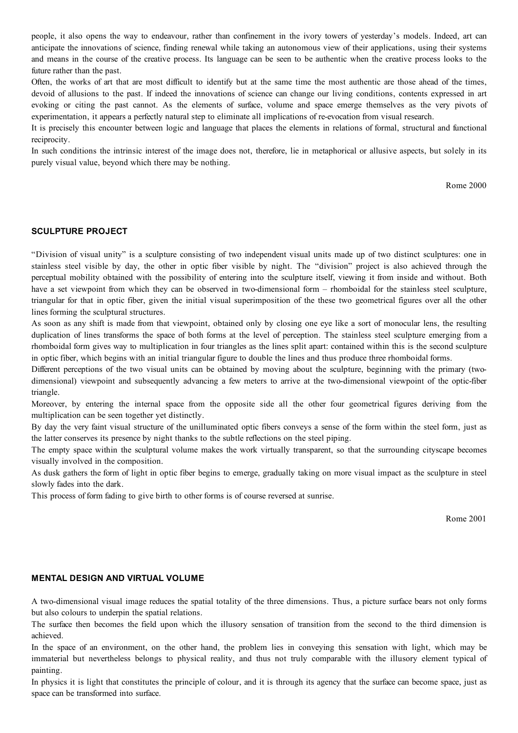people, it also opens the way to endeavour, rather than confinement in the ivory towers of yesterday's models. Indeed, art can anticipate the innovations of science, finding renewal while taking an autonomous view of their applications, using their systems and means in the course of the creative process. Its language can be seen to be authentic when the creative process looks to the future rather than the past.

Often, the works of art that are most difficult to identify but at the same time the most authentic are those ahead of the times, devoid of allusions to the past. If indeed the innovations of science can change our living conditions, contents expressed in art evoking or citing the past cannot. As the elements of surface, volume and space emerge themselves as the very pivots of experimentation, it appears a perfectly natural step to eliminate all implications of re-evocation from visual research.

It is precisely this encounter between logic and language that places the elements in relations of formal, structural and functional reciprocity.

In such conditions the intrinsic interest of the image does not, therefore, lie in metaphorical or allusive aspects, but solely in its purely visual value, beyond which there may be nothing.

Rome 2000

## SCULPTURE PROJECT

"Division of visual unity" is a sculpture consisting of two independent visual units made up of two distinct sculptures: one in stainless steel visible by day, the other in optic fiber visible by night. The "division" project is also achieved through the perceptual mobility obtained with the possibility of entering into the sculpture itself, viewing it from inside and without. Both have a set viewpoint from which they can be observed in two-dimensional form – rhomboidal for the stainless steel sculpture, triangular for that in optic fiber, given the initial visual superimposition of the these two geometrical figures over all the other lines forming the sculptural structures.

As soon as any shift is made from that viewpoint, obtained only by closing one eye like a sort of monocular lens, the resulting duplication of lines transforms the space of both forms at the level of perception. The stainless steel sculpture emerging from a rhomboidal form gives way to multiplication in four triangles as the lines split apart: contained within this is the second sculpture in optic fiber, which begins with an initial triangular figure to double the lines and thus produce three rhomboidal forms.

Different perceptions of the two visual units can be obtained by moving about the sculpture, beginning with the primary (two-dimensional) viewpoint and subsequently advancing a few meters to arrive at the two-dimensional viewpoint of the optic-fiber triangle.

Moreover, by entering the internal space from the opposite side all the other four geometrical figures deriving from the multiplication can be seen together yet distinctly.

By day the very faint visual structure of the unilluminated optic fibers conveys a sense of the form within the steel form, just as the latter conserves its presence by night thanks to the subtle reflections on the steel piping.

The empty space within the sculptural volume makes the work virtually transparent, so that the surrounding cityscape becomes visually involved in the composition.

As dusk gathers the form of light in optic fiber begins to emerge, gradually taking on more visual impact as the sculpture in steel slowly fades into the dark.

This process of form fading to give birth to other forms is of course reversed at sunrise.

Rome 2001

## MENTAL DESIGN AND VIRTUAL VOLUME

A two-dimensional visual image reduces the spatial totality of the three dimensions. Thus, a picture surface bears not only forms but also colours to underpin the spatial relations.

The surface then becomes the field upon which the illusory sensation of transition from the second to the third dimension is achieved.

In the space of an environment, on the other hand, the problem lies in conveying this sensation with light, which may be immaterial but nevertheless belongs to physical reality, and thus not truly comparable with the illusory element typical of painting.

In physics it is light that constitutes the principle of colour, and it is through its agency that the surface can become space, just as space can be transformed into surface.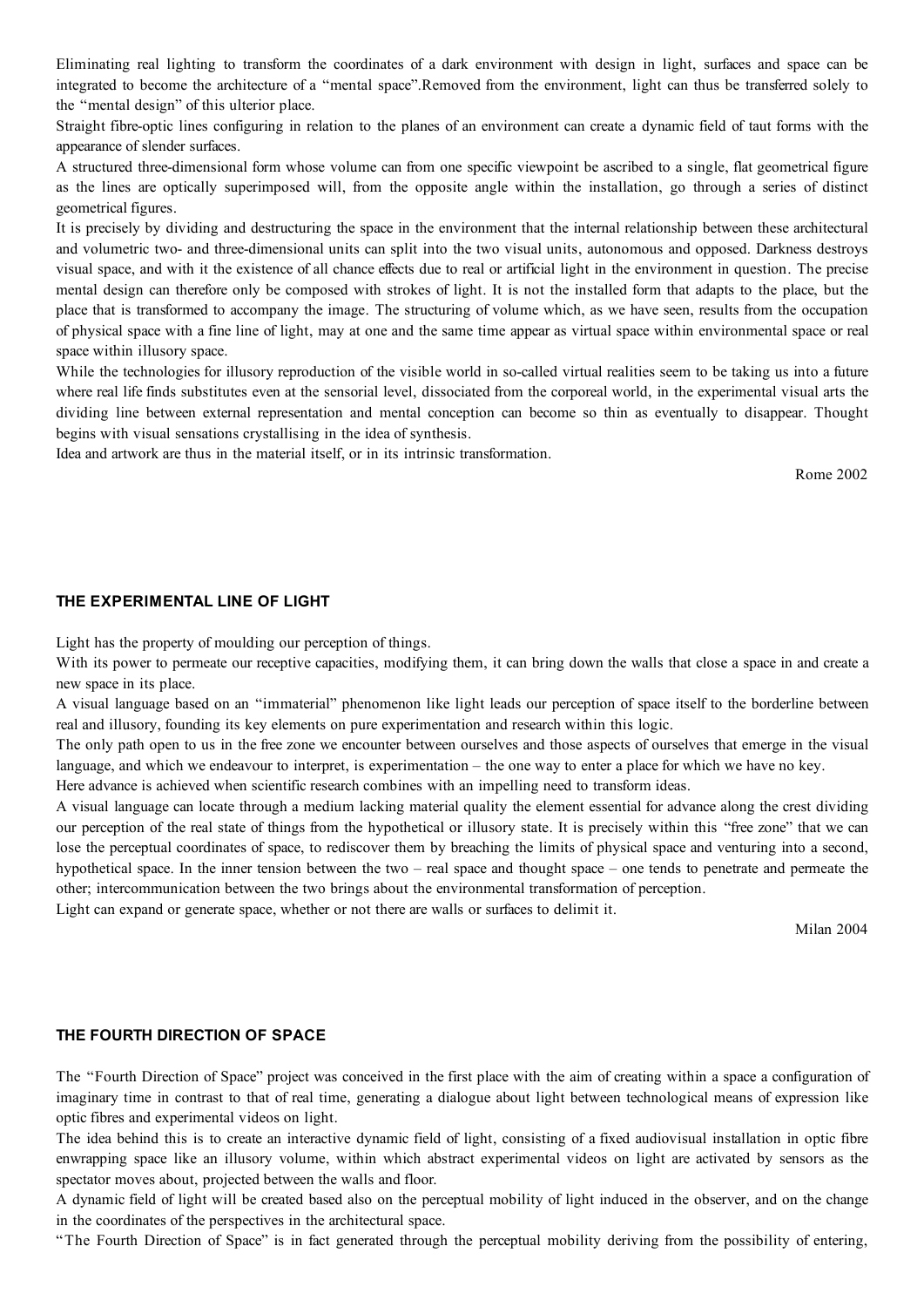Eliminating real lighting to transform the coordinates of a dark environment with design in light, surfaces and space can be integrated to become the architecture of a "mental space".Removed from the environment, light can thus be transferred solely to the "mental design" of this ulterior place.

Straight fibre-optic lines configuring in relation to the planes of an environment can create a dynamic field of taut forms with the appearance of slender surfaces.

A structured three-dimensional form whose volume can from one specific viewpoint be ascribed to a single, flat geometrical figure as the lines are optically superimposed will, from the opposite angle within the installation, go through a series of distinct geometrical figures.

It is precisely by dividing and destructuring the space in the environment that the internal relationship between these architectural and volumetric two- and three-dimensional units can split into the two visual units, autonomous and opposed. Darkness destroys visual space, and with it the existence of all chance effects due to real or artificial light in the environment in question. The precise mental design can therefore only be composed with strokes of light. It is not the installed form that adapts to the place, but the place that is transformed to accompany the image. The structuring of volume which, as we have seen, results from the occupation of physical space with a fine line of light, may at one and the same time appear as virtual space within environmental space or real space within illusory space.

While the technologies for illusory reproduction of the visible world in so-called virtual realities seem to be taking us into a future where real life finds substitutes even at the sensorial level, dissociated from the corporeal world, in the experimental visual arts the dividing line between external representation and mental conception can become so thin as eventually to disappear. Thought begins with visual sensations crystallising in the idea of synthesis.

Idea and artwork are thus in the material itself, or in its intrinsic transformation.

Rome 2002

## THE EXPERIMENTAL LINE OF LIGHT

Light has the property of moulding our perception of things.

With its power to permeate our receptive capacities, modifying them, it can bring down the walls that close a space in and create a new space in its place.

A visual language based on an "immaterial" phenomenon like light leads our perception of space itself to the borderline between real and illusory, founding its key elements on pure experimentation and research within this logic.

The only path open to us in the free zone we encounter between ourselves and those aspects of ourselves that emerge in the visual language, and which we endeavour to interpret, is experimentation – the one way to enter a place for which we have no key.

Here advance is achieved when scientific research combines with an impelling need to transform ideas.

A visual language can locate through a medium lacking material quality the element essential for advance along the crest dividing our perception of the real state of things from the hypothetical or illusory state. It is precisely within this "free zone" that we can lose the perceptual coordinates of space, to rediscover them by breaching the limits of physical space and venturing into a second, hypothetical space. In the inner tension between the two – real space and thought space – one tends to penetrate and permeate the other; intercommunication between the two brings about the environmental transformation of perception.

Light can expand or generate space, whether or not there are walls or surfaces to delimit it.

Milan 2004

## THE FOURTH DIRECTION OF SPACE

The "Fourth Direction of Space" project was conceived in the first place with the aim of creating within a space a configuration of imaginary time in contrast to that of real time, generating a dialogue about light between technological means of expression like optic fibres and experimental videos on light.

The idea behind this is to create an interactive dynamic field of light, consisting of a fixed audiovisual installation in optic fibre enwrapping space like an illusory volume, within which abstract experimental videos on light are activated by sensors as the spectator moves about, projected between the walls and floor.

A dynamic field of light will be created based also on the perceptual mobility of light induced in the observer, and on the change in the coordinates of the perspectives in the architectural space.

"The Fourth Direction of Space" is in fact generated through the perceptual mobility deriving from the possibility of entering,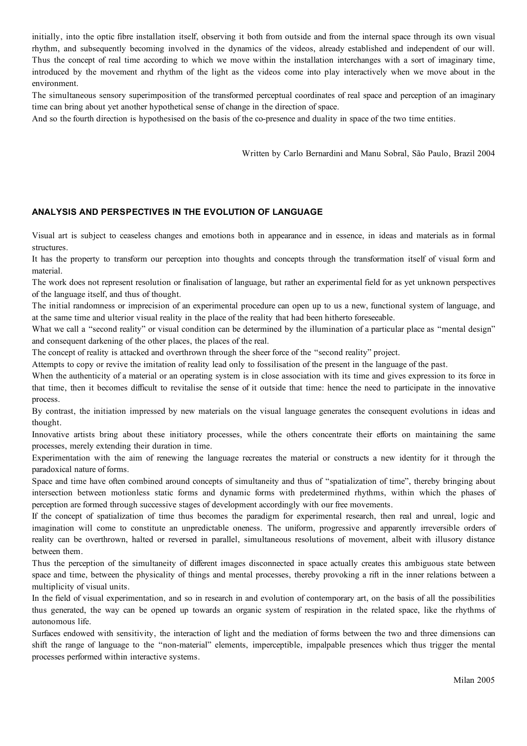initially, into the optic fibre installation itself, observing it both from outside and from the internal space through its own visual rhythm, and subsequently becoming involved in the dynamics of the videos, already established and independent of our will. Thus the concept of real time according to which we move within the installation interchanges with a sort of imaginary time, introduced by the movement and rhythm of the light as the videos come into play interactively when we move about in the environment.

The simultaneous sensory superimposition of the transformed perceptual coordinates of real space and perception of an imaginary time can bring about yet another hypothetical sense of change in the direction of space.

And so the fourth direction is hypothesised on the basis of the co-presence and duality in space of the two time entities.

Written by Carlo Bernardini and Manu Sobral, São Paulo, Brazil 2004

## ANALYSIS AND PERSPECTIVES IN THE EVOLUTION OF LANGUAGE

Visual art is subject to ceaseless changes and emotions both in appearance and in essence, in ideas and materials as in formal structures.

It has the property to transform our perception into thoughts and concepts through the transformation itself of visual form and material.

The work does not represent resolution or finalisation of language, but rather an experimental field for as yet unknown perspectives of the language itself, and thus of thought.

The initial randomness or imprecision of an experimental procedure can open up to us a new, functional system of language, and at the same time and ulterior visual reality in the place of the reality that had been hitherto foreseeable.

What we call a "second reality" or visual condition can be determined by the illumination of a particular place as "mental design" and consequent darkening of the other places, the places of the real.

The concept of reality is attacked and overthrown through the sheer force of the "second reality" project.

Attempts to copy or revive the imitation of reality lead only to fossilisation of the present in the language of the past.

When the authenticity of a material or an operating system is in close association with its time and gives expression to its force in that time, then it becomes difficult to revitalise the sense of it outside that time: hence the need to participate in the innovative process.

By contrast, the initiation impressed by new materials on the visual language generates the consequent evolutions in ideas and thought.

Innovative artists bring about these initiatory processes, while the others concentrate their efforts on maintaining the same processes, merely extending their duration in time.

Experimentation with the aim of renewing the language recreates the material or constructs a new identity for it through the paradoxical nature of forms.

Space and time have often combined around concepts of simultaneity and thus of "spatialization of time", thereby bringing about intersection between motionless static forms and dynamic forms with predetermined rhythms, within which the phases of perception are formed through successive stages of development accordingly with our free movements.

If the concept of spatialization of time thus becomes the paradigm for experimental research, then real and unreal, logic and imagination will come to constitute an unpredictable oneness. The uniform, progressive and apparently irreversible orders of reality can be overthrown, halted or reversed in parallel, simultaneous resolutions of movement, albeit with illusory distance between them.

Thus the perception of the simultaneity of different images disconnected in space actually creates this ambiguous state between space and time, between the physicality of things and mental processes, thereby provoking a rift in the inner relations between a multiplicity of visual units.

In the field of visual experimentation, and so in research in and evolution of contemporary art, on the basis of all the possibilities thus generated, the way can be opened up towards an organic system of respiration in the related space, like the rhythms of autonomous life.

Surfaces endowed with sensitivity, the interaction of light and the mediation of forms between the two and three dimensions can shift the range of language to the "non-material" elements, imperceptible, impalpable presences which thus trigger the mental processes performed within interactive systems.

Milan 2005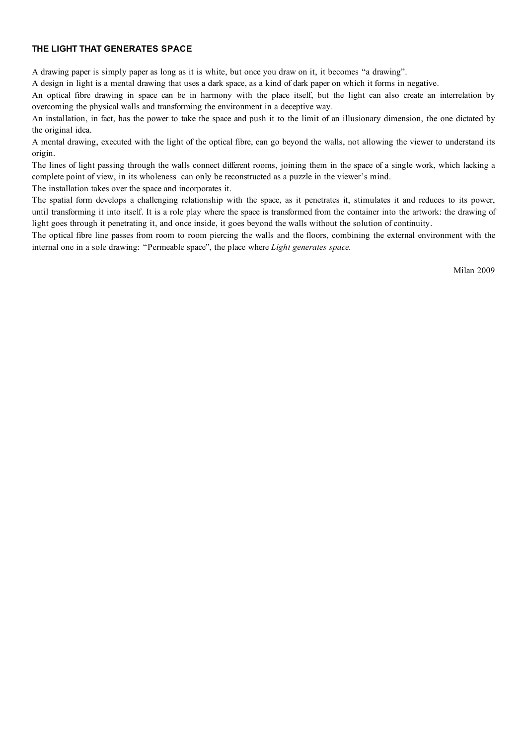**THE LIGHT THAT GENERATES SPACE**

A drawing paper is simply paper as long as it is white, but once you draw on it, it becomes "a drawing".

A design in light is a mental drawing that uses a dark space, as a kind of dark paper on which it forms in negative.

An optical fibre drawing in space can be in harmony with the place itself, but the light can also create an interrelation by overcoming the physical walls and transforming the environment in a deceptive way.

An installation, in fact, has the power to take the space and push it to the limit of an illusionary dimension, the one dictated by the original idea.

A mental drawing, executed with the light of the optical fibre, can go beyond the walls, not allowing the viewer to understand its origin.

The lines of light passing through the walls connect different rooms, joining them in the space of a single work, which lacking a complete point of view, in its wholeness can only be reconstructed as a puzzle in the viewer's mind.

The installation takes over the space and incorporates it.

The spatial form develops a challenging relationship with the space, as it penetrates it, stimulates it and reduces to its power, until transforming it into itself. It is a role play where the space is transformed from the container into the artwork: the drawing of light goes through it penetrating it, and once inside, it goes beyond the walls without the solution of continuity.

The optical fibre line passes from room to room piercing the walls and the floors, combining the external environment with the internal one in a sole drawing: "Permeable space", the place where *Light generates space.*

Milan 2009